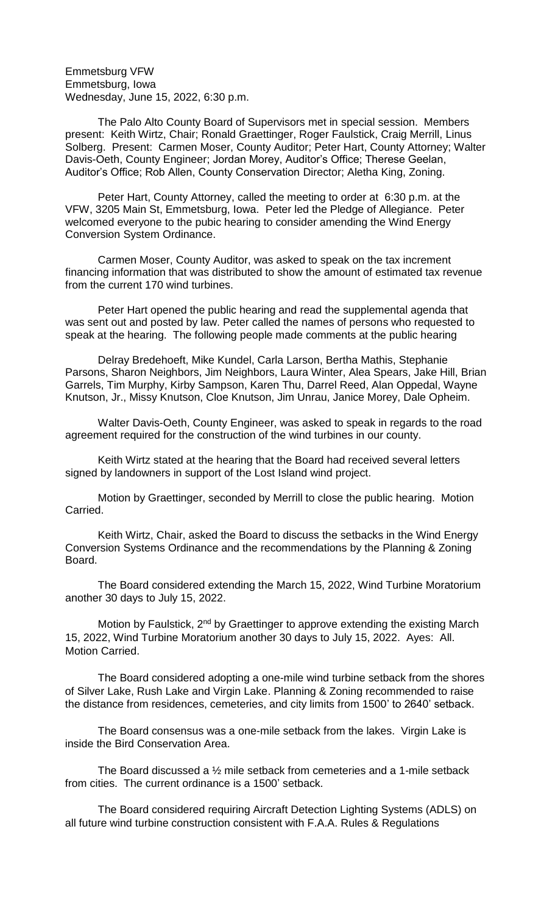Emmetsburg VFW
Emmetsburg, Iowa
Wednesday, June 15, 2022, 6:30 p.m.

The Palo Alto County Board of Supervisors met in special session. Members present: Keith Wirtz, Chair; Ronald Graettinger, Roger Faulstick, Craig Merrill, Linus Solberg. Present: Carmen Moser, County Auditor; Peter Hart, County Attorney; Walter Davis-Oeth, County Engineer; Jordan Morey, Auditor's Office; Therese Geelan, Auditor's Office; Rob Allen, County Conservation Director; Aletha King, Zoning.

Peter Hart, County Attorney, called the meeting to order at 6:30 p.m. at the VFW, 3205 Main St, Emmetsburg, Iowa. Peter led the Pledge of Allegiance. Peter welcomed everyone to the pubic hearing to consider amending the Wind Energy Conversion System Ordinance.

Carmen Moser, County Auditor, was asked to speak on the tax increment financing information that was distributed to show the amount of estimated tax revenue from the current 170 wind turbines.

Peter Hart opened the public hearing and read the supplemental agenda that was sent out and posted by law. Peter called the names of persons who requested to speak at the hearing. The following people made comments at the public hearing

Delray Bredehoeft, Mike Kundel, Carla Larson, Bertha Mathis, Stephanie Parsons, Sharon Neighbors, Jim Neighbors, Laura Winter, Alea Spears, Jake Hill, Brian Garrels, Tim Murphy, Kirby Sampson, Karen Thu, Darrel Reed, Alan Oppedal, Wayne Knutson, Jr., Missy Knutson, Cloe Knutson, Jim Unrau, Janice Morey, Dale Opheim.

Walter Davis-Oeth, County Engineer, was asked to speak in regards to the road agreement required for the construction of the wind turbines in our county.

Keith Wirtz stated at the hearing that the Board had received several letters signed by landowners in support of the Lost Island wind project.

Motion by Graettinger, seconded by Merrill to close the public hearing. Motion Carried.

Keith Wirtz, Chair, asked the Board to discuss the setbacks in the Wind Energy Conversion Systems Ordinance and the recommendations by the Planning & Zoning Board.

The Board considered extending the March 15, 2022, Wind Turbine Moratorium another 30 days to July 15, 2022.

Motion by Faulstick, 2nd by Graettinger to approve extending the existing March 15, 2022, Wind Turbine Moratorium another 30 days to July 15, 2022. Ayes: All. Motion Carried.

The Board considered adopting a one-mile wind turbine setback from the shores of Silver Lake, Rush Lake and Virgin Lake. Planning & Zoning recommended to raise the distance from residences, cemeteries, and city limits from 1500' to 2640' setback.

The Board consensus was a one-mile setback from the lakes. Virgin Lake is inside the Bird Conservation Area.

The Board discussed a ½ mile setback from cemeteries and a 1-mile setback from cities. The current ordinance is a 1500' setback.

The Board considered requiring Aircraft Detection Lighting Systems (ADLS) on all future wind turbine construction consistent with F.A.A. Rules & Regulations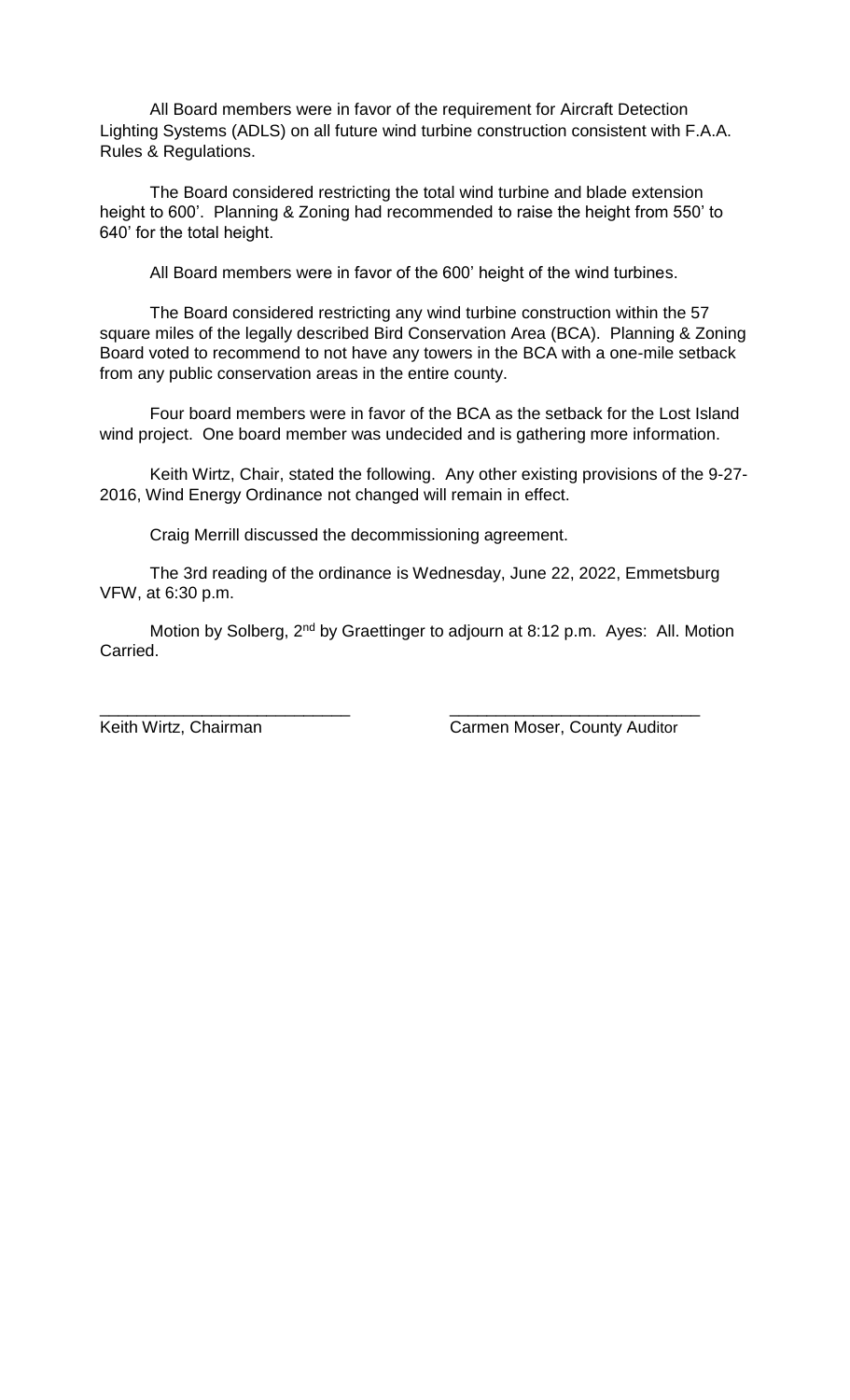All Board members were in favor of the requirement for Aircraft Detection Lighting Systems (ADLS) on all future wind turbine construction consistent with F.A.A. Rules & Regulations.

The Board considered restricting the total wind turbine and blade extension height to 600'. Planning & Zoning had recommended to raise the height from 550' to 640' for the total height.

All Board members were in favor of the 600' height of the wind turbines.

The Board considered restricting any wind turbine construction within the 57 square miles of the legally described Bird Conservation Area (BCA). Planning & Zoning Board voted to recommend to not have any towers in the BCA with a one-mile setback from any public conservation areas in the entire county.

Four board members were in favor of the BCA as the setback for the Lost Island wind project. One board member was undecided and is gathering more information.

Keith Wirtz, Chair, stated the following. Any other existing provisions of the 9-27-2016, Wind Energy Ordinance not changed will remain in effect.

Craig Merrill discussed the decommissioning agreement.

The 3rd reading of the ordinance is Wednesday, June 22, 2022, Emmetsburg VFW, at 6:30 p.m.

Motion by Solberg, 2nd by Graettinger to adjourn at 8:12 p.m. Ayes: All. Motion Carried.

\_\_\_\_\_\_\_\_\_\_\_\_\_\_\_\_\_\_\_\_\_\_\_\_\_\_\_ Keith Wirtz, Chairman

\_\_\_\_\_\_\_\_\_\_\_\_\_\_\_\_\_\_\_\_\_\_\_\_\_\_\_ Carmen Moser, County Auditor